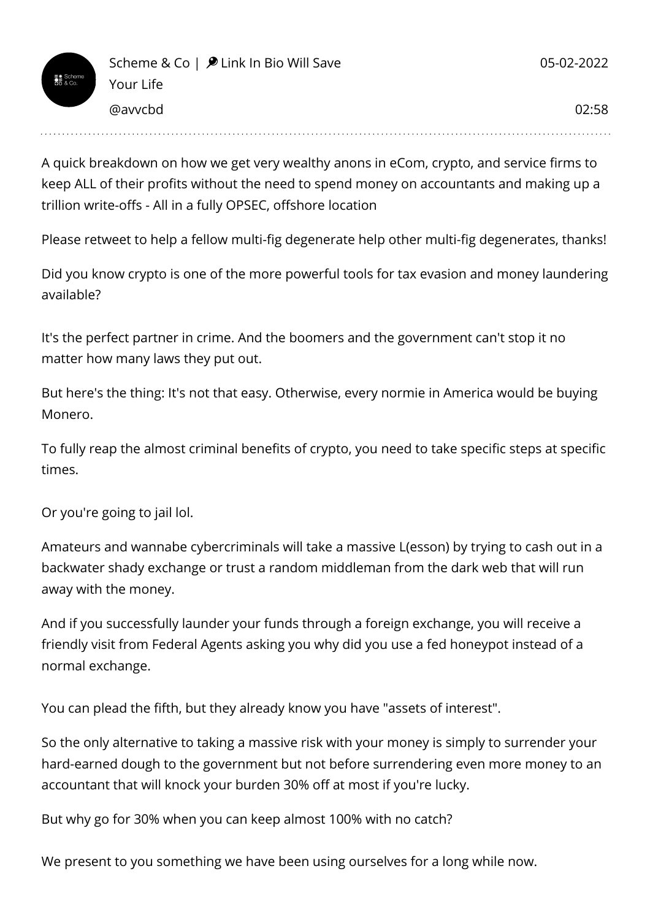Scheme & Co | 🔎 Link In Bio Will Save Your Life
@avvcbd

05-02-2022
02:58

A quick breakdown on how we get very wealthy anons in eCom, crypto, and service firms to keep ALL of their profits without the need to spend money on accountants and making up a trillion write-offs - All in a fully OPSEC, offshore location

Please retweet to help a fellow multi-fig degenerate help other multi-fig degenerates, thanks!

Did you know crypto is one of the more powerful tools for tax evasion and money laundering available?

It's the perfect partner in crime. And the boomers and the government can't stop it no matter how many laws they put out.

But here's the thing: It's not that easy. Otherwise, every normie in America would be buying Monero.

To fully reap the almost criminal benefits of crypto, you need to take specific steps at specific times.

Or you're going to jail lol.

Amateurs and wannabe cybercriminals will take a massive L(esson) by trying to cash out in a backwater shady exchange or trust a random middleman from the dark web that will run away with the money.

And if you successfully launder your funds through a foreign exchange, you will receive a friendly visit from Federal Agents asking you why did you use a fed honeypot instead of a normal exchange.

You can plead the fifth, but they already know you have "assets of interest".

So the only alternative to taking a massive risk with your money is simply to surrender your hard-earned dough to the government but not before surrendering even more money to an accountant that will knock your burden 30% off at most if you're lucky.

But why go for 30% when you can keep almost 100% with no catch?

We present to you something we have been using ourselves for a long while now.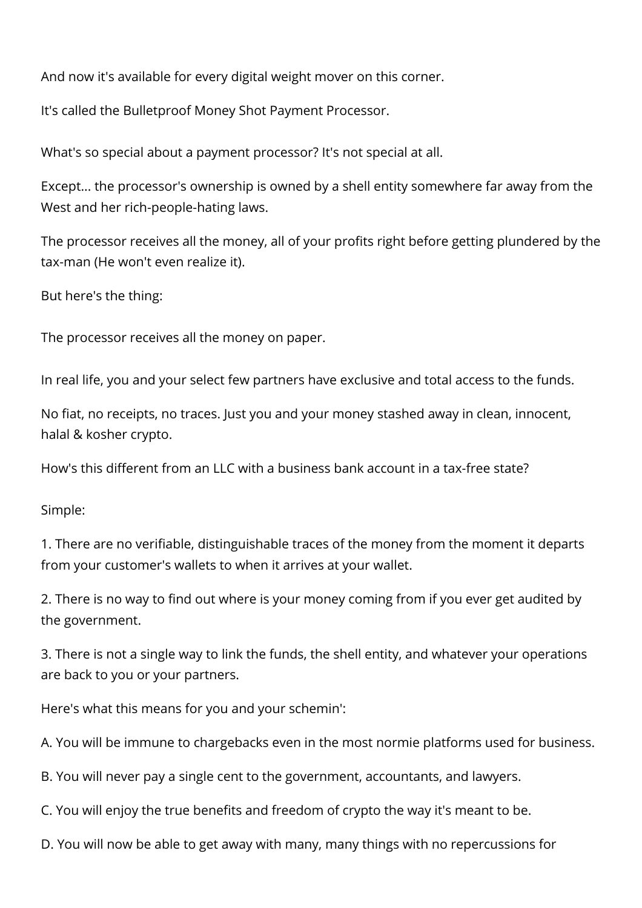And now it's available for every digital weight mover on this corner.

It's called the Bulletproof Money Shot Payment Processor.

What's so special about a payment processor? It's not special at all.

Except... the processor's ownership is owned by a shell entity somewhere far away from the West and her rich-people-hating laws.

The processor receives all the money, all of your profits right before getting plundered by the tax-man (He won't even realize it).

But here's the thing:

The processor receives all the money on paper.

In real life, you and your select few partners have exclusive and total access to the funds.

No fiat, no receipts, no traces. Just you and your money stashed away in clean, innocent, halal & kosher crypto.

How's this different from an LLC with a business bank account in a tax-free state?

Simple:

1. There are no verifiable, distinguishable traces of the money from the moment it departs from your customer's wallets to when it arrives at your wallet.

2. There is no way to find out where is your money coming from if you ever get audited by the government.

3. There is not a single way to link the funds, the shell entity, and whatever your operations are back to you or your partners.

Here's what this means for you and your schemin':

A. You will be immune to chargebacks even in the most normie platforms used for business.

B. You will never pay a single cent to the government, accountants, and lawyers.

C. You will enjoy the true benefits and freedom of crypto the way it's meant to be.

D. You will now be able to get away with many, many things with no repercussions for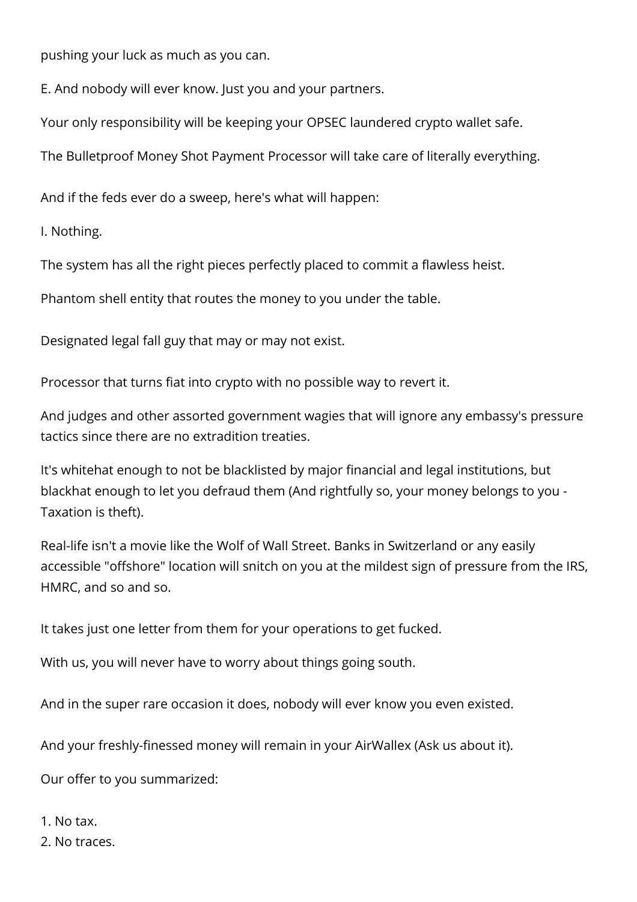pushing your luck as much as you can.

E. And nobody will ever know. Just you and your partners.

Your only responsibility will be keeping your OPSEC laundered crypto wallet safe.

The Bulletproof Money Shot Payment Processor will take care of literally everything.

And if the feds ever do a sweep, here's what will happen:

I. Nothing.

The system has all the right pieces perfectly placed to commit a flawless heist.

Phantom shell entity that routes the money to you under the table.

Designated legal fall guy that may or may not exist.

Processor that turns fiat into crypto with no possible way to revert it.

And judges and other assorted government wagies that will ignore any embassy's pressure tactics since there are no extradition treaties.

It's whitehat enough to not be blacklisted by major financial and legal institutions, but blackhat enough to let you defraud them (And rightfully so, your money belongs to you - Taxation is theft).

Real-life isn't a movie like the Wolf of Wall Street. Banks in Switzerland or any easily accessible "offshore" location will snitch on you at the mildest sign of pressure from the IRS, HMRC, and so and so.

It takes just one letter from them for your operations to get fucked.

With us, you will never have to worry about things going south.

And in the super rare occasion it does, nobody will ever know you even existed.

And your freshly-finessed money will remain in your AirWallex (Ask us about it).

Our offer to you summarized:

1. No tax.
2. No traces.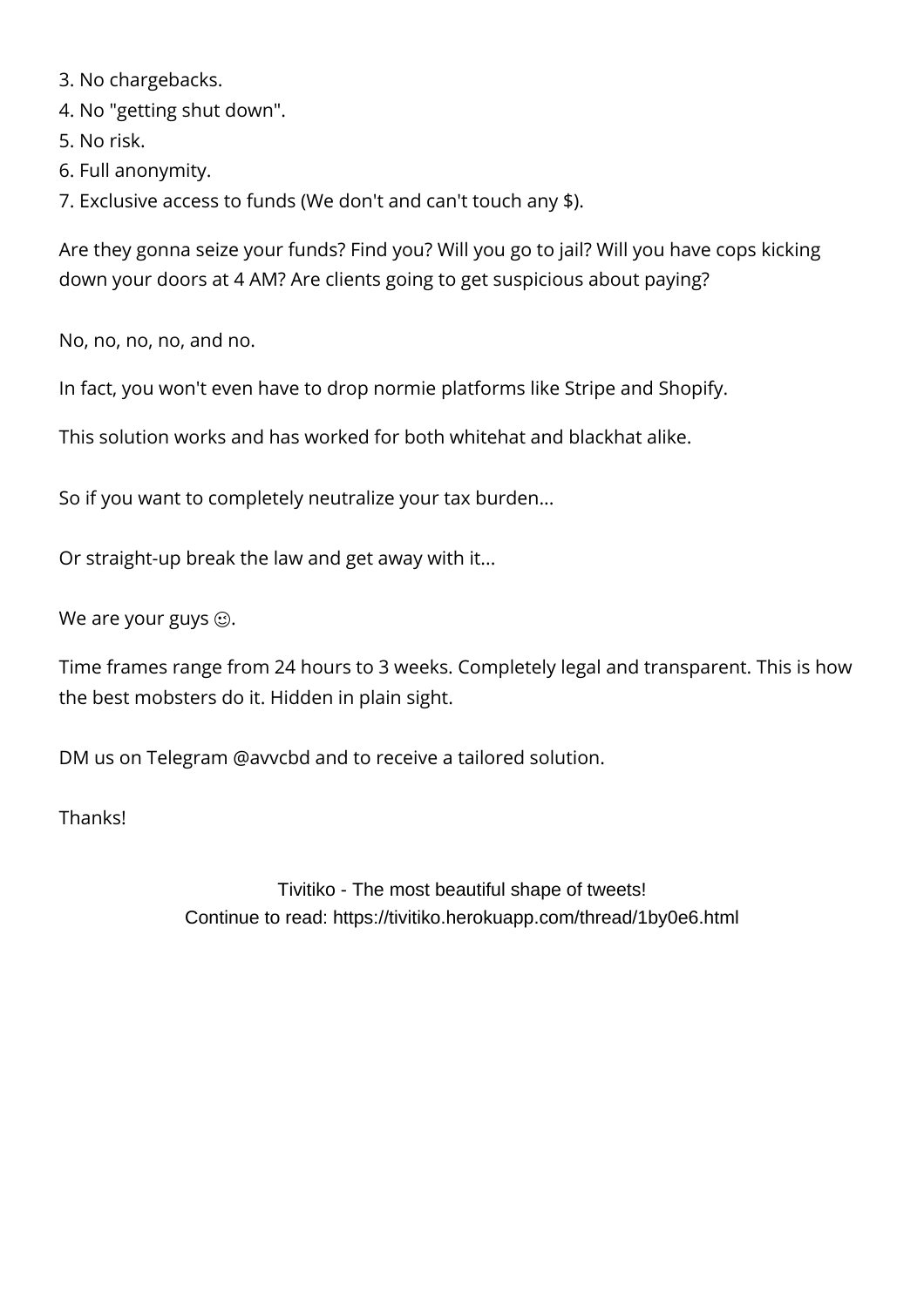3. No chargebacks.
4. No "getting shut down".
5. No risk.
6. Full anonymity.
7. Exclusive access to funds (We don't and can't touch any $).

Are they gonna seize your funds? Find you? Will you go to jail? Will you have cops kicking down your doors at 4 AM? Are clients going to get suspicious about paying?

No, no, no, no, and no.

In fact, you won't even have to drop normie platforms like Stripe and Shopify.

This solution works and has worked for both whitehat and blackhat alike.

So if you want to completely neutralize your tax burden...

Or straight-up break the law and get away with it...

We are your guys 😏.

Time frames range from 24 hours to 3 weeks. Completely legal and transparent. This is how the best mobsters do it. Hidden in plain sight.

DM us on Telegram @avvcbd and to receive a tailored solution.

Thanks!

Tivitiko - The most beautiful shape of tweets!
Continue to read: https://tivitiko.herokuapp.com/thread/1by0e6.html